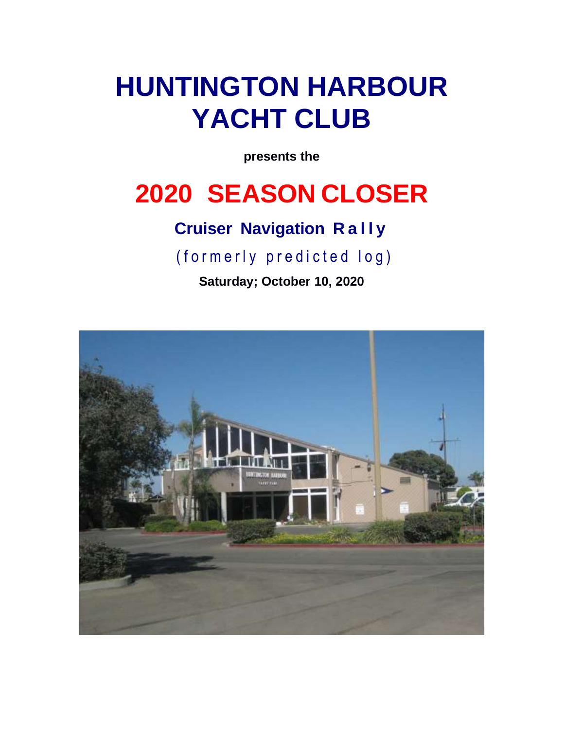# HUNTINGTON HARBOUR YACHT CLUB

**presents the**

# 2020 SEASON CLOSER

## Cruiser Navigation Rally

(formerly predicted log)

**Saturday; October 10, 2020**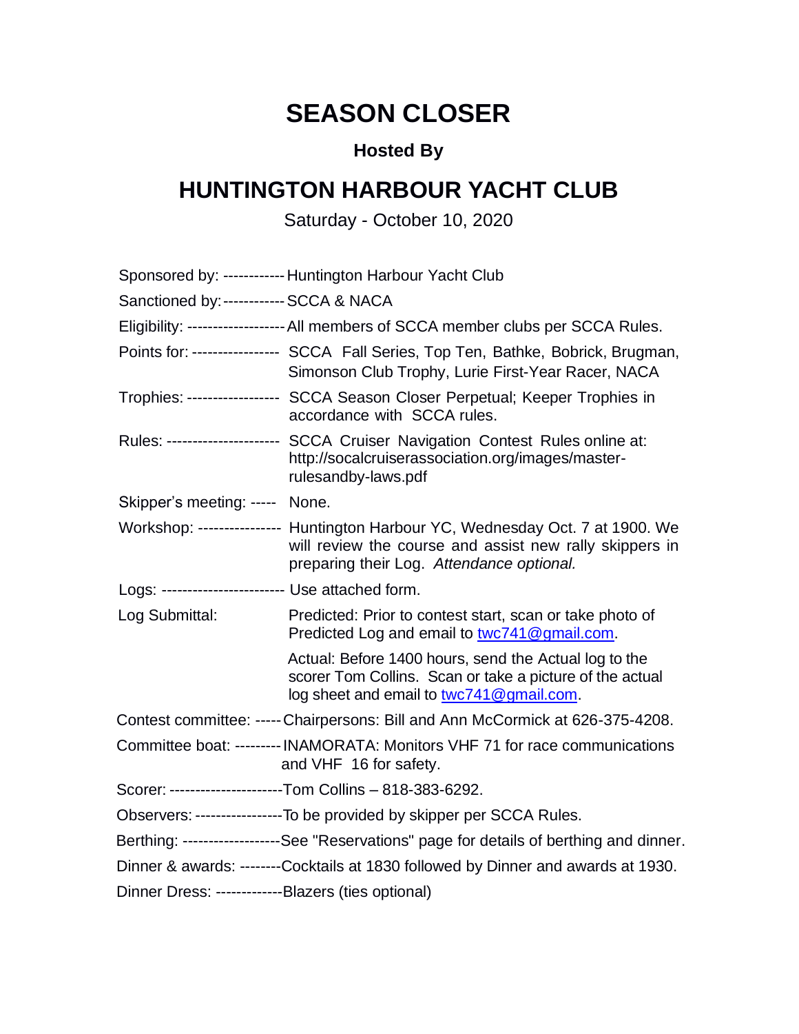# SEASON CLOSER

### Hosted By

## HUNTINGTON HARBOUR YACHT CLUB

Saturday - October 10, 2020

| | |
|---|---|
| Sponsored by: ------------ | Huntington Harbour Yacht Club |
| Sanctioned by: ------------ | SCCA & NACA |
| Eligibility: ------------------- | All members of SCCA member clubs per SCCA Rules. |
| Points for: ---------------- | SCCA Fall Series, Top Ten, Bathke, Bobrick, Brugman, Simonson Club Trophy, Lurie First-Year Racer, NACA |
| Trophies: ----------------- | SCCA Season Closer Perpetual; Keeper Trophies in accordance with SCCA rules. |
| Rules: --------------------- | SCCA Cruiser Navigation Contest Rules online at: http://socalcruiserassociation.org/images/master-rulesandby-laws.pdf |
| Skipper's meeting: ----- | None. |
| Workshop: ---------------- | Huntington Harbour YC, Wednesday Oct. 7 at 1900. We will review the course and assist new rally skippers in preparing their Log. *Attendance optional.* |
| Logs: ----------------------- | Use attached form. |
| Log Submittal: | Predicted: Prior to contest start, scan or take photo of Predicted Log and email to twc741@gmail.com. |
| | Actual: Before 1400 hours, send the Actual log to the scorer Tom Collins. Scan or take a picture of the actual log sheet and email to twc741@gmail.com. |
| Contest committee: ----- | Chairpersons: Bill and Ann McCormick at 626-375-4208. |
| Committee boat: --------- | INAMORATA: Monitors VHF 71 for race communications and VHF 16 for safety. |
| Scorer: ---------------------- | Tom Collins – 818-383-6292. |
| Observers: ----------------- | To be provided by skipper per SCCA Rules. |
| Berthing: ------------------- | See "Reservations" page for details of berthing and dinner. |
| Dinner & awards: -------- | Cocktails at 1830 followed by Dinner and awards at 1930. |
| Dinner Dress: ------------- | Blazers (ties optional) |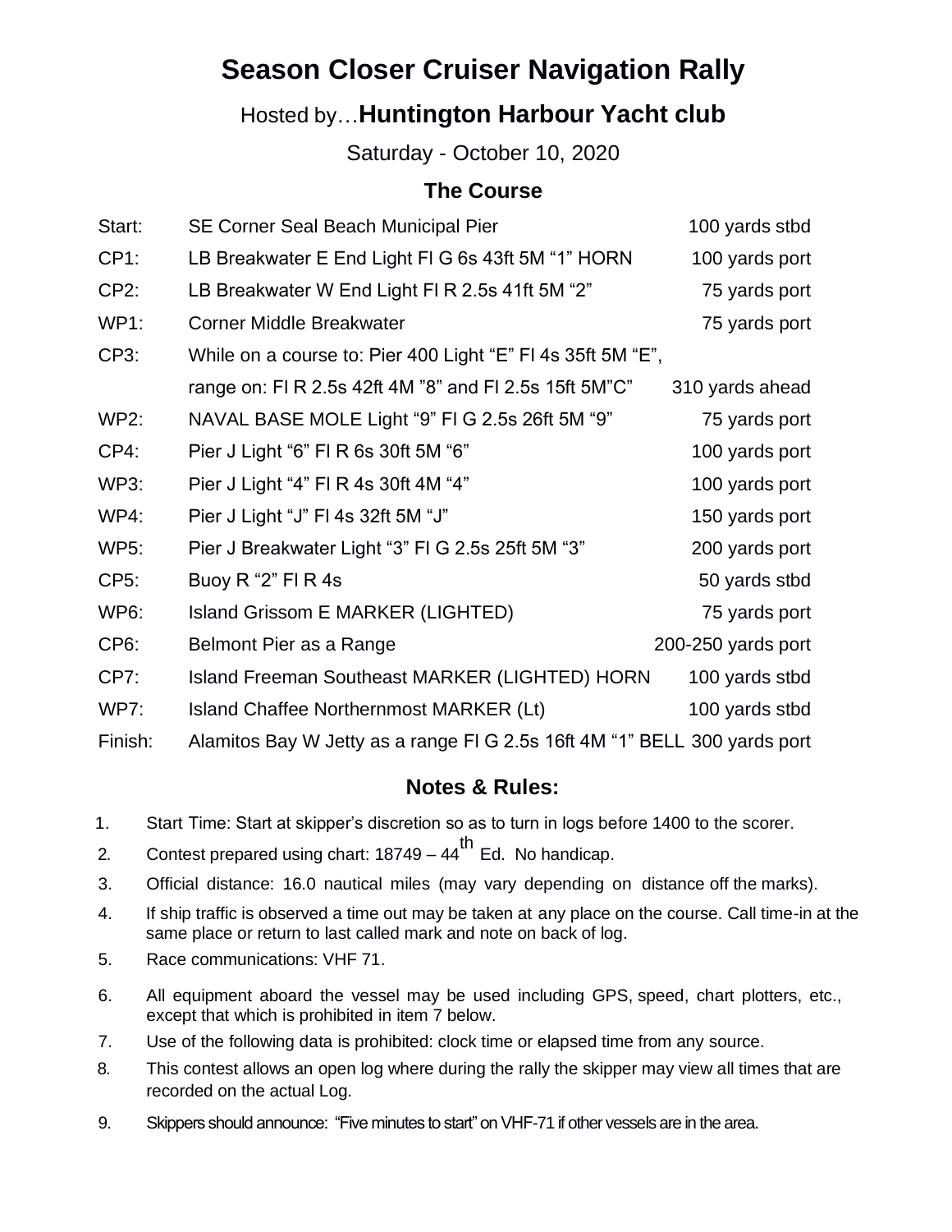# Season Closer Cruiser Navigation Rally

## Hosted by…**Huntington Harbour Yacht club**

Saturday - October 10, 2020

### The Course

| | | |
|---|---|---|
| Start: | SE Corner Seal Beach Municipal Pier | 100 yards stbd |
| CP1: | LB Breakwater E End Light Fl G 6s 43ft 5M "1" HORN | 100 yards port |
| CP2: | LB Breakwater W End Light Fl R 2.5s 41ft 5M "2" | 75 yards port |
| WP1: | Corner Middle Breakwater | 75 yards port |
| CP3: | While on a course to: Pier 400 Light "E" Fl 4s 35ft 5M "E", range on: Fl R 2.5s 42ft 4M "8" and Fl 2.5s 15ft 5M"C" | 310 yards ahead |
| WP2: | NAVAL BASE MOLE Light "9" Fl G 2.5s 26ft 5M "9" | 75 yards port |
| CP4: | Pier J Light "6" Fl R 6s 30ft 5M "6" | 100 yards port |
| WP3: | Pier J Light "4" Fl R 4s 30ft 4M "4" | 100 yards port |
| WP4: | Pier J Light "J" Fl 4s 32ft 5M "J" | 150 yards port |
| WP5: | Pier J Breakwater Light "3" Fl G 2.5s 25ft 5M "3" | 200 yards port |
| CP5: | Buoy R "2" Fl R 4s | 50 yards stbd |
| WP6: | Island Grissom E MARKER (LIGHTED) | 75 yards port |
| CP6: | Belmont Pier as a Range | 200-250 yards port |
| CP7: | Island Freeman Southeast MARKER (LIGHTED) HORN | 100 yards stbd |
| WP7: | Island Chaffee Northernmost MARKER (Lt) | 100 yards stbd |
| Finish: | Alamitos Bay W Jetty as a range Fl G 2.5s 16ft 4M "1" BELL | 300 yards port |

### Notes & Rules:

1. Start Time: Start at skipper's discretion so as to turn in logs before 1400 to the scorer.
2. Contest prepared using chart: 18749 – 44th Ed. No handicap.
3. Official distance: 16.0 nautical miles (may vary depending on distance off the marks).
4. If ship traffic is observed a time out may be taken at any place on the course. Call time-in at the same place or return to last called mark and note on back of log.
5. Race communications: VHF 71.
6. All equipment aboard the vessel may be used including GPS, speed, chart plotters, etc., except that which is prohibited in item 7 below.
7. Use of the following data is prohibited: clock time or elapsed time from any source.
8. This contest allows an open log where during the rally the skipper may view all times that are recorded on the actual Log.
9. Skippers should announce: "Five minutes to start" on VHF-71 if other vessels are in the area.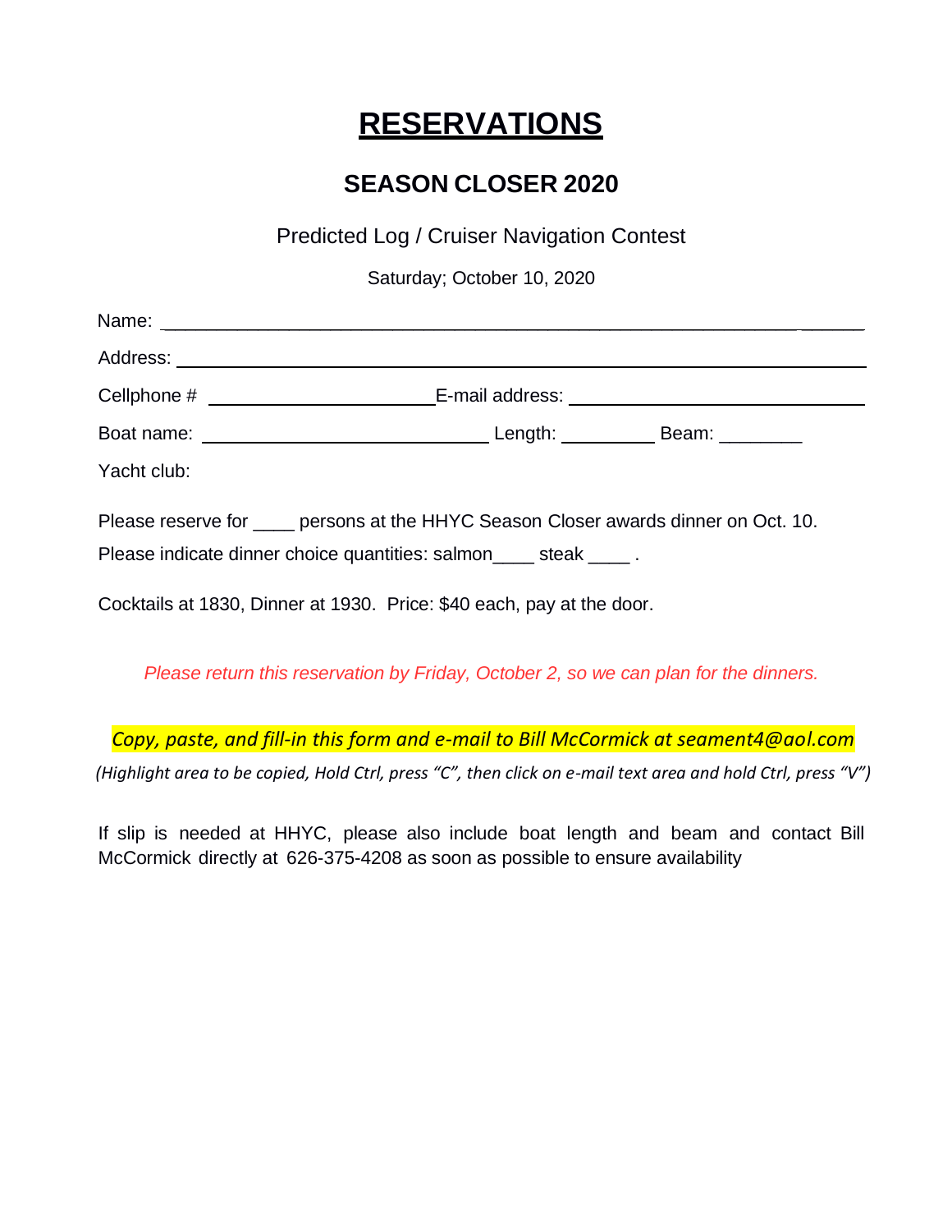# RESERVATIONS

## SEASON CLOSER 2020

Predicted Log / Cruiser Navigation Contest

Saturday; October 10, 2020

Name: ______________________________________________________________

Address: ____________________________________________________________

Cellphone # ______________________ E-mail address: ____________________________

Boat name: ____________________________ Length: _________ Beam: ________

Yacht club:

Please reserve for ____ persons at the HHYC Season Closer awards dinner on Oct. 10.

Please indicate dinner choice quantities: salmon____ steak ____ .

Cocktails at 1830, Dinner at 1930. Price: $40 each, pay at the door.

*Please return this reservation by Friday, October 2, so we can plan for the dinners.*

*Copy, paste, and fill-in this form and e-mail to Bill McCormick at seament4@aol.com*

*(Highlight area to be copied, Hold Ctrl, press "C", then click on e-mail text area and hold Ctrl, press "V")*

If slip is needed at HHYC, please also include boat length and beam and contact Bill McCormick directly at 626-375-4208 as soon as possible to ensure availability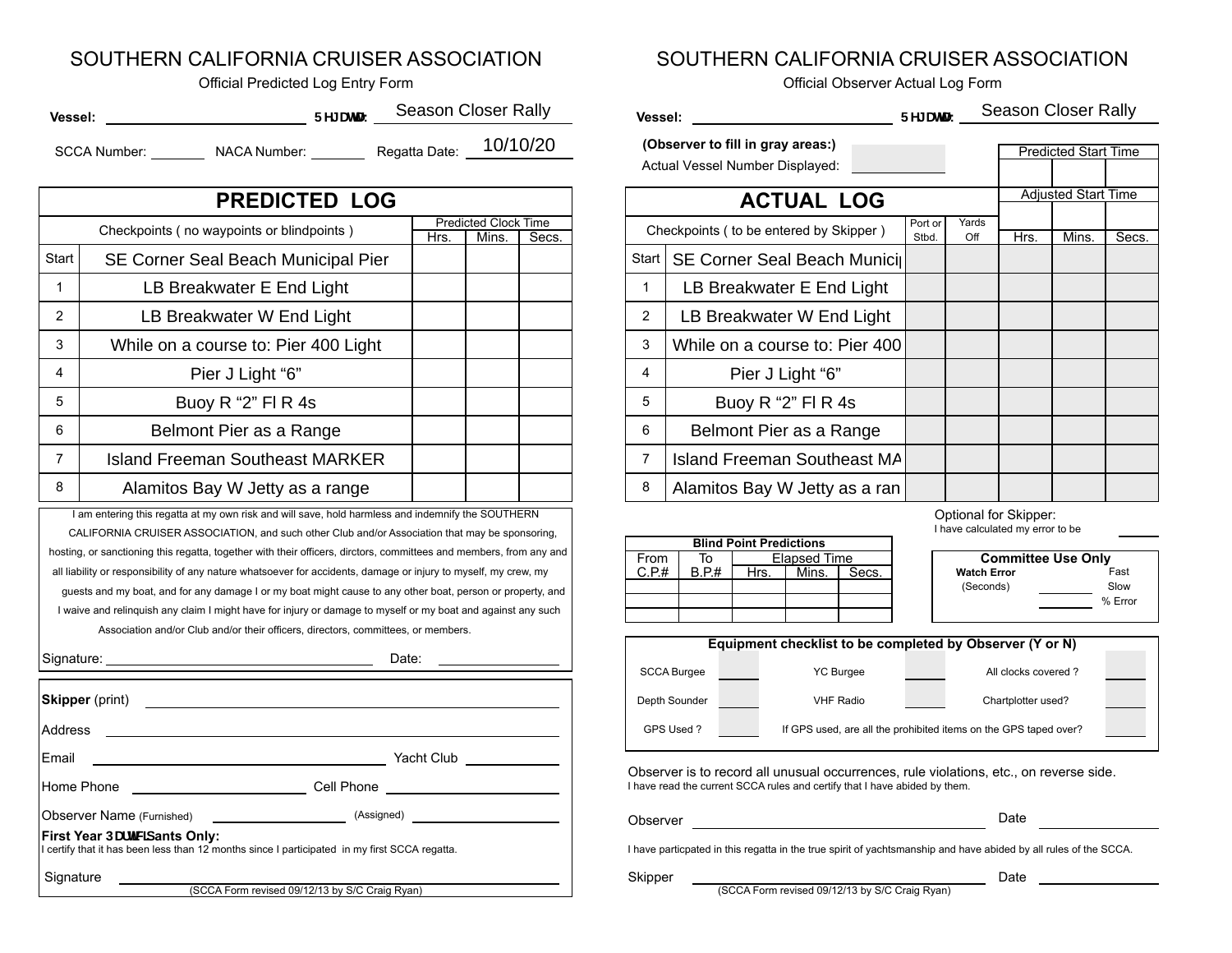# SOUTHERN CALIFORNIA CRUISER ASSOCIATION

Official Predicted Log Entry Form

**Vessel:** ______________________ **Regatta:** Season Closer Rally

SCCA Number: ________ NACA Number: ________ Regatta Date: 10/10/20

## PREDICTED LOG

| | Checkpoints ( no waypoints or blindpoints ) | Predicted Clock Time | | |
|---|---|---|---|---|
| | | Hrs. | Mins. | Secs. |
| Start | SE Corner Seal Beach Municipal Pier | | | |
| 1 | LB Breakwater E End Light | | | |
| 2 | LB Breakwater W End Light | | | |
| 3 | While on a course to: Pier 400 Light | | | |
| 4 | Pier J Light “6” | | | |
| 5 | Buoy R “2” Fl R 4s | | | |
| 6 | Belmont Pier as a Range | | | |
| 7 | Island Freeman Southeast MARKER | | | |
| 8 | Alamitos Bay W Jetty as a range | | | |

I am entering this regatta at my own risk and will save, hold harmless and indemnify the SOUTHERN CALIFORNIA CRUISER ASSOCIATION, and such other Club and/or Association that may be sponsoring, hosting, or sanctioning this regatta, together with their officers, dirctors, committees and members, from any and all liability or responsibility of any nature whatsoever for accidents, damage or injury to myself, my crew, my guests and my boat, and for any damage I or my boat might cause to any other boat, person or property, and I waive and relinquish any claim I might have for injury or damage to myself or my boat and against any such Association and/or Club and/or their officers, directors, committees, or members.

Signature: ______________________ Date: ____________

**Skipper** (print) ______________________

Address ______________________

Email ______________________ Yacht Club ____________

Home Phone ____________ Cell Phone ____________

Observer Name (Furnished) ____________ (Assigned) ____________

**First Year Participants Only:**
I certify that it has been less than 12 months since I participated in my first SCCA regatta.

Signature ______________________

(SCCA Form revised 09/12/13 by S/C Craig Ryan)

# SOUTHERN CALIFORNIA CRUISER ASSOCIATION

Official Observer Actual Log Form

**Vessel:** ______________________ **Regatta:** Season Closer Rally

**(Observer to fill in gray areas:)**
Actual Vessel Number Displayed: ____________

| Predicted Start Time | | |
|---|---|---|
| | | |
| **Adjusted Start Time** | | |
| | | |

## ACTUAL LOG

| | Checkpoints ( to be entered by Skipper ) | Port or Stbd. | Yards Off | Hrs. | Mins. | Secs. |
|---|---|---|---|---|---|---|
| Start | SE Corner Seal Beach Municipal Pier | | | | | |
| 1 | LB Breakwater E End Light | | | | | |
| 2 | LB Breakwater W End Light | | | | | |
| 3 | While on a course to: Pier 400 | | | | | |
| 4 | Pier J Light “6” | | | | | |
| 5 | Buoy R “2” Fl R 4s | | | | | |
| 6 | Belmont Pier as a Range | | | | | |
| 7 | Island Freeman Southeast MA | | | | | |
| 8 | Alamitos Bay W Jetty as a ran | | | | | |

Optional for Skipper:
I have calculated my error to be ________

**Blind Point Predictions**

| From C.P.# | To B.P.# | Elapsed Time Hrs. | Mins. | Secs. |
|---|---|---|---|---|
| | | | | |
| | | | | |
| | | | | |

**Committee Use Only**

**Watch Error** (Seconds) ________ Fast / Slow
________ % Error

**Equipment checklist to be completed by Observer (Y or N)**

| | | | | | |
|---|---|---|---|---|---|
| SCCA Burgee | | YC Burgee | | All clocks covered ? | |
| Depth Sounder | | VHF Radio | | Chartplotter used? | |
| GPS Used ? | | If GPS used, are all the prohibited items on the GPS taped over? | | | |

Observer is to record all unusual occurrences, rule violations, etc., on reverse side.
I have read the current SCCA rules and certify that I have abided by them.

Observer ______________________ Date ____________

I have particpated in this regatta in the true spirit of yachtsmanship and have abided by all rules of the SCCA.

Skipper ______________________ Date ____________

(SCCA Form revised 09/12/13 by S/C Craig Ryan)